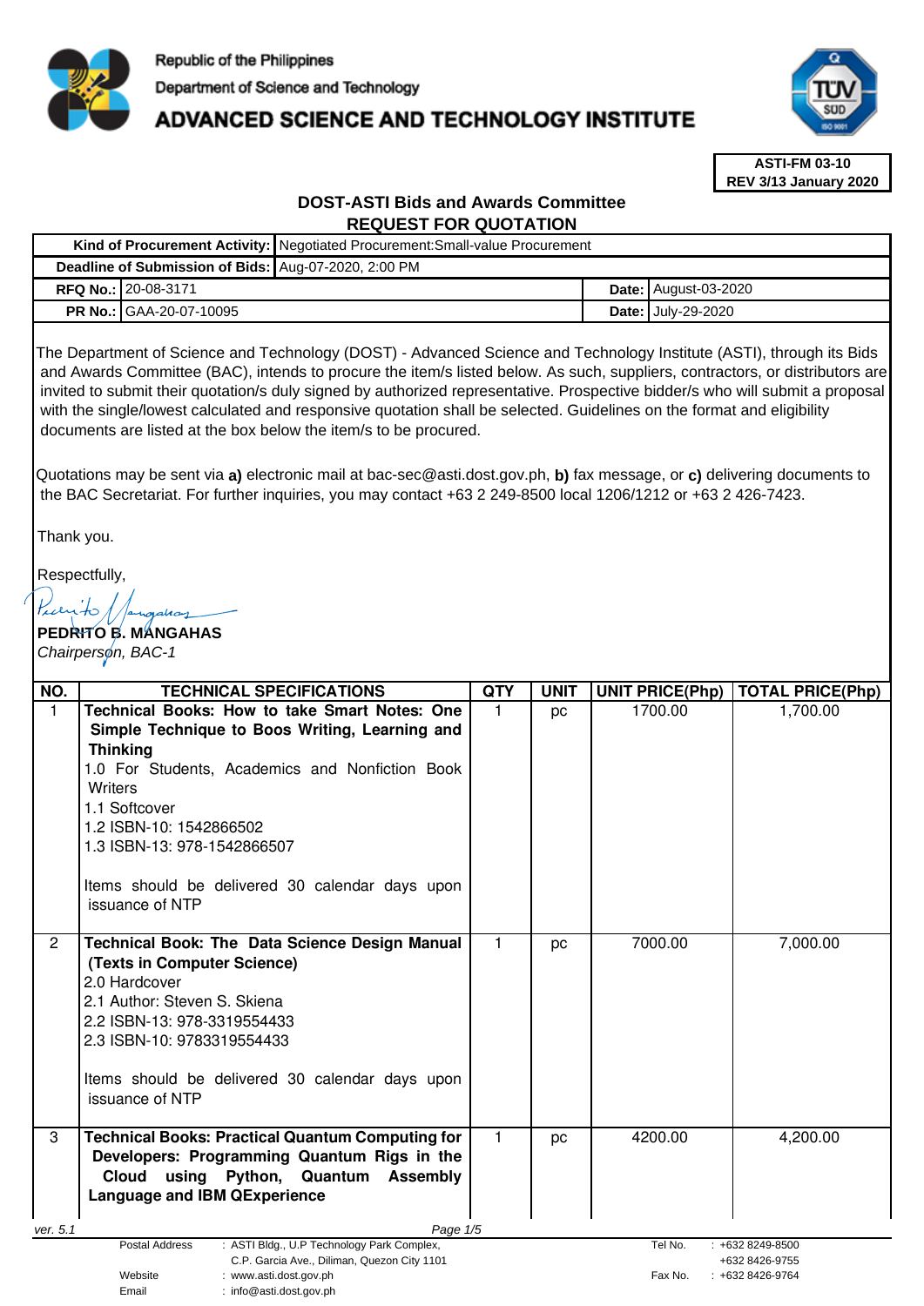Republic of the Philippines

Department of Science and Technology

# ADVANCED SCIENCE AND TECHNOLOGY INSTITUTE

**ASTI-FM 03-10**
**REV 3/13 January 2020**

## DOST-ASTI Bids and Awards Committee
## REQUEST FOR QUOTATION

| | | | |
|---|---|---|---|
| **Kind of Procurement Activity:** | Negotiated Procurement:Small-value Procurement | | |
| **Deadline of Submission of Bids:** | Aug-07-2020, 2:00 PM | | |
| **RFQ No.:** | 20-08-3171 | **Date:** | August-03-2020 |
| **PR No.:** | GAA-20-07-10095 | **Date:** | July-29-2020 |

The Department of Science and Technology (DOST) - Advanced Science and Technology Institute (ASTI), through its Bids and Awards Committee (BAC), intends to procure the item/s listed below. As such, suppliers, contractors, or distributors are invited to submit their quotation/s duly signed by authorized representative. Prospective bidder/s who will submit a proposal with the single/lowest calculated and responsive quotation shall be selected. Guidelines on the format and eligibility documents are listed at the box below the item/s to be procured.

Quotations may be sent via **a)** electronic mail at bac-sec@asti.dost.gov.ph, **b)** fax message, or **c)** delivering documents to the BAC Secretariat. For further inquiries, you may contact +63 2 249-8500 local 1206/1212 or +63 2 426-7423.

Thank you.

Respectfully,

**PEDRITO B. MANGAHAS**
*Chairperson, BAC-1*

| NO. | TECHNICAL SPECIFICATIONS | QTY | UNIT | UNIT PRICE(Php) | TOTAL PRICE(Php) |
|---|---|---|---|---|---|
| 1 | **Technical Books: How to take Smart Notes: One Simple Technique to Boos Writing, Learning and Thinking**<br>1.0 For Students, Academics and Nonfiction Book Writers<br>1.1 Softcover<br>1.2 ISBN-10: 1542866502<br>1.3 ISBN-13: 978-1542866507<br><br>Items should be delivered 30 calendar days upon issuance of NTP | 1 | pc | 1700.00 | 1,700.00 |
| 2 | **Technical Book: The Data Science Design Manual (Texts in Computer Science)**<br>2.0 Hardcover<br>2.1 Author: Steven S. Skiena<br>2.2 ISBN-13: 978-3319554433<br>2.3 ISBN-10: 9783319554433<br><br>Items should be delivered 30 calendar days upon issuance of NTP | 1 | pc | 7000.00 | 7,000.00 |
| 3 | **Technical Books: Practical Quantum Computing for Developers: Programming Quantum Rigs in the Cloud using Python, Quantum Assembly Language and IBM QExperience** | 1 | pc | 4200.00 | 4,200.00 |

ver. 5.1

| | | | |
|---|---|---|---|
| Postal Address | : ASTI Bldg., U.P Technology Park Complex, C.P. Garcia Ave., Diliman, Quezon City 1101 | Tel No. | : +632 8249-8500<br>+632 8426-9755 |
| Website | : www.asti.dost.gov.ph | Fax No. | : +632 8426-9764 |
| Email | : info@asti.dost.gov.ph | | |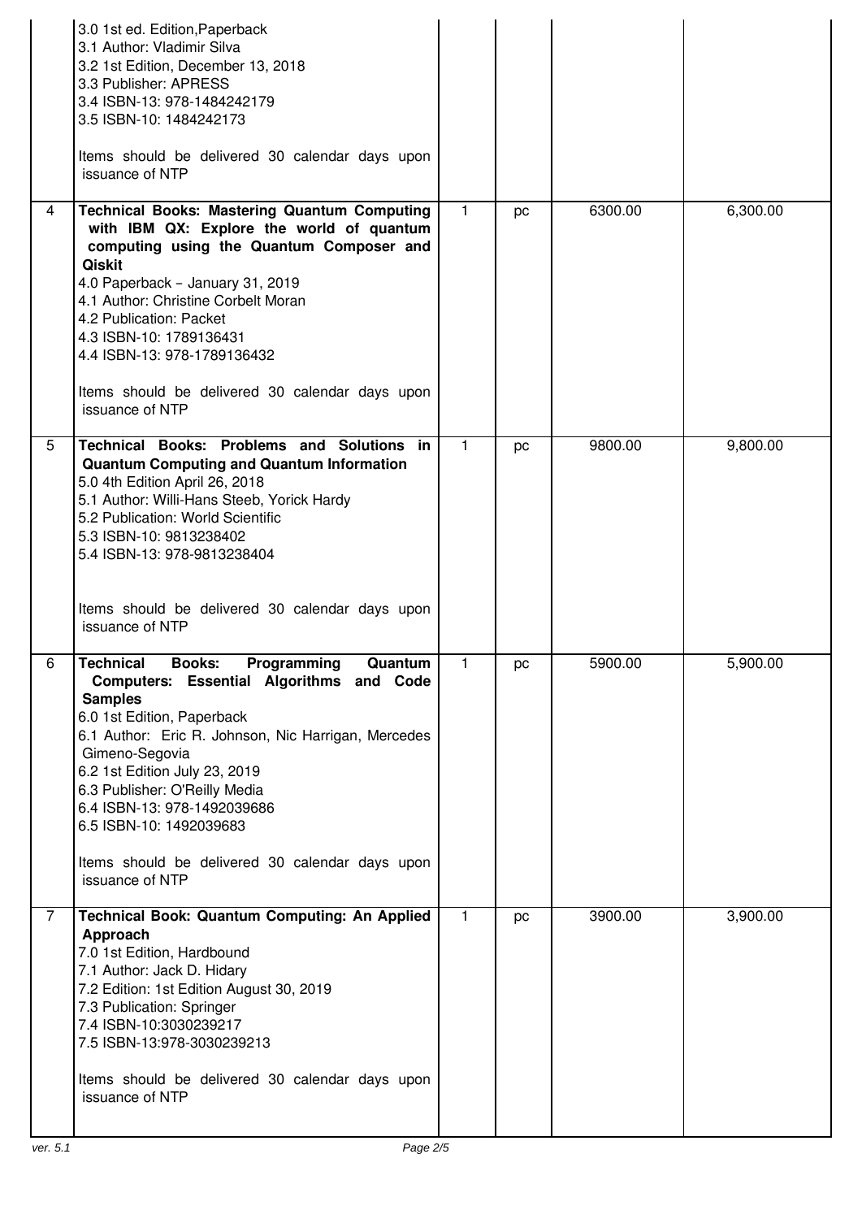| | | | | | |
|---|---|---|---|---|---|
| | 3.0 1st ed. Edition,Paperback<br>3.1 Author: Vladimir Silva<br>3.2 1st Edition, December 13, 2018<br>3.3 Publisher: APRESS<br>3.4 ISBN-13: 978-1484242179<br>3.5 ISBN-10: 1484242173<br><br>Items should be delivered 30 calendar days upon issuance of NTP | | | | |
| 4 | **Technical Books: Mastering Quantum Computing with IBM QX: Explore the world of quantum computing using the Quantum Composer and Qiskit**<br>4.0 Paperback – January 31, 2019<br>4.1 Author: Christine Corbelt Moran<br>4.2 Publication: Packet<br>4.3 ISBN-10: 1789136431<br>4.4 ISBN-13: 978-1789136432<br><br>Items should be delivered 30 calendar days upon issuance of NTP | 1 | pc | 6300.00 | 6,300.00 |
| 5 | **Technical Books: Problems and Solutions in Quantum Computing and Quantum Information**<br>5.0 4th Edition April 26, 2018<br>5.1 Author: Willi-Hans Steeb, Yorick Hardy<br>5.2 Publication: World Scientific<br>5.3 ISBN-10: 9813238402<br>5.4 ISBN-13: 978-9813238404<br><br>Items should be delivered 30 calendar days upon issuance of NTP | 1 | pc | 9800.00 | 9,800.00 |
| 6 | **Technical Books: Programming Quantum Computers: Essential Algorithms and Code Samples**<br>6.0 1st Edition, Paperback<br>6.1 Author: Eric R. Johnson, Nic Harrigan, Mercedes Gimeno-Segovia<br>6.2 1st Edition July 23, 2019<br>6.3 Publisher: O'Reilly Media<br>6.4 ISBN-13: 978-1492039686<br>6.5 ISBN-10: 1492039683<br><br>Items should be delivered 30 calendar days upon issuance of NTP | 1 | pc | 5900.00 | 5,900.00 |
| 7 | **Technical Book: Quantum Computing: An Applied Approach**<br>7.0 1st Edition, Hardbound<br>7.1 Author: Jack D. Hidary<br>7.2 Edition: 1st Edition August 30, 2019<br>7.3 Publication: Springer<br>7.4 ISBN-10:3030239217<br>7.5 ISBN-13:978-3030239213<br><br>Items should be delivered 30 calendar days upon issuance of NTP | 1 | pc | 3900.00 | 3,900.00 |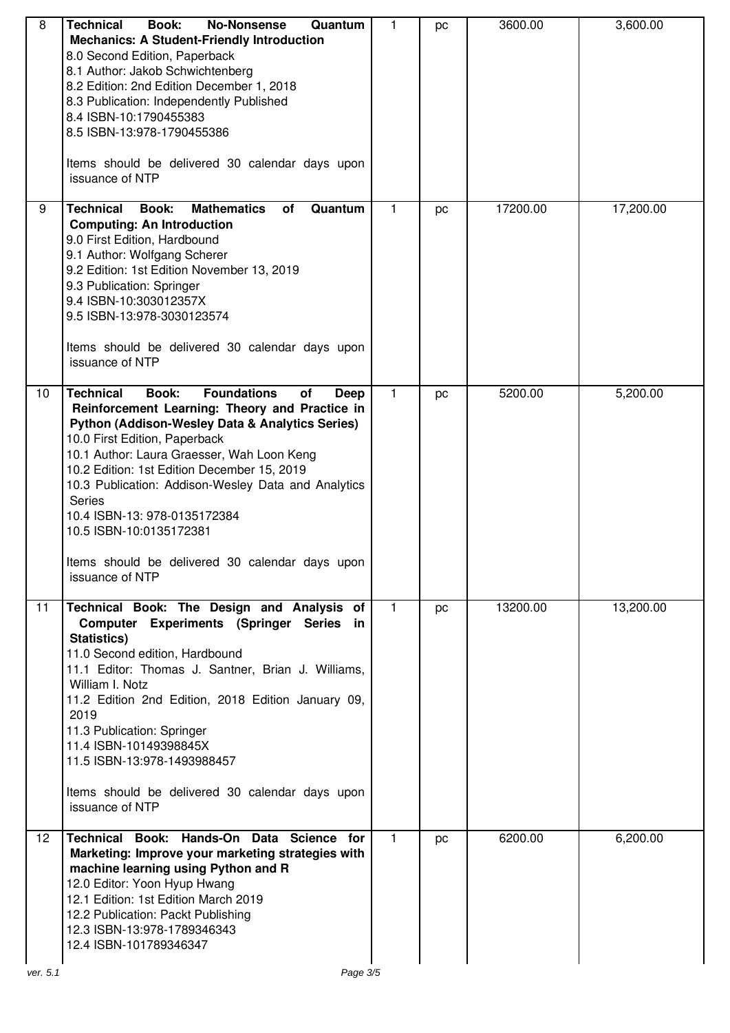| | | | | | |
|---|---|---|---|---|---|
| 8 | **Technical Book: No-Nonsense Quantum Mechanics: A Student-Friendly Introduction**<br>8.0 Second Edition, Paperback<br>8.1 Author: Jakob Schwichtenberg<br>8.2 Edition: 2nd Edition December 1, 2018<br>8.3 Publication: Independently Published<br>8.4 ISBN-10:1790455383<br>8.5 ISBN-13:978-1790455386<br><br>Items should be delivered 30 calendar days upon issuance of NTP | 1 | pc | 3600.00 | 3,600.00 |
| 9 | **Technical Book: Mathematics of Quantum Computing: An Introduction**<br>9.0 First Edition, Hardbound<br>9.1 Author: Wolfgang Scherer<br>9.2 Edition: 1st Edition November 13, 2019<br>9.3 Publication: Springer<br>9.4 ISBN-10:303012357X<br>9.5 ISBN-13:978-3030123574<br><br>Items should be delivered 30 calendar days upon issuance of NTP | 1 | pc | 17200.00 | 17,200.00 |
| 10 | **Technical Book: Foundations of Deep Reinforcement Learning: Theory and Practice in Python (Addison-Wesley Data & Analytics Series)**<br>10.0 First Edition, Paperback<br>10.1 Author: Laura Graesser, Wah Loon Keng<br>10.2 Edition: 1st Edition December 15, 2019<br>10.3 Publication: Addison-Wesley Data and Analytics Series<br>10.4 ISBN-13: 978-0135172384<br>10.5 ISBN-10:0135172381<br><br>Items should be delivered 30 calendar days upon issuance of NTP | 1 | pc | 5200.00 | 5,200.00 |
| 11 | **Technical Book: The Design and Analysis of Computer Experiments (Springer Series in Statistics)**<br>11.0 Second edition, Hardbound<br>11.1 Editor: Thomas J. Santner, Brian J. Williams, William I. Notz<br>11.2 Edition 2nd Edition, 2018 Edition January 09, 2019<br>11.3 Publication: Springer<br>11.4 ISBN-10149398845X<br>11.5 ISBN-13:978-1493988457<br><br>Items should be delivered 30 calendar days upon issuance of NTP | 1 | pc | 13200.00 | 13,200.00 |
| 12 | **Technical Book: Hands-On Data Science for Marketing: Improve your marketing strategies with machine learning using Python and R**<br>12.0 Editor: Yoon Hyup Hwang<br>12.1 Edition: 1st Edition March 2019<br>12.2 Publication: Packt Publishing<br>12.3 ISBN-13:978-1789346343<br>12.4 ISBN-101789346347 | 1 | pc | 6200.00 | 6,200.00 |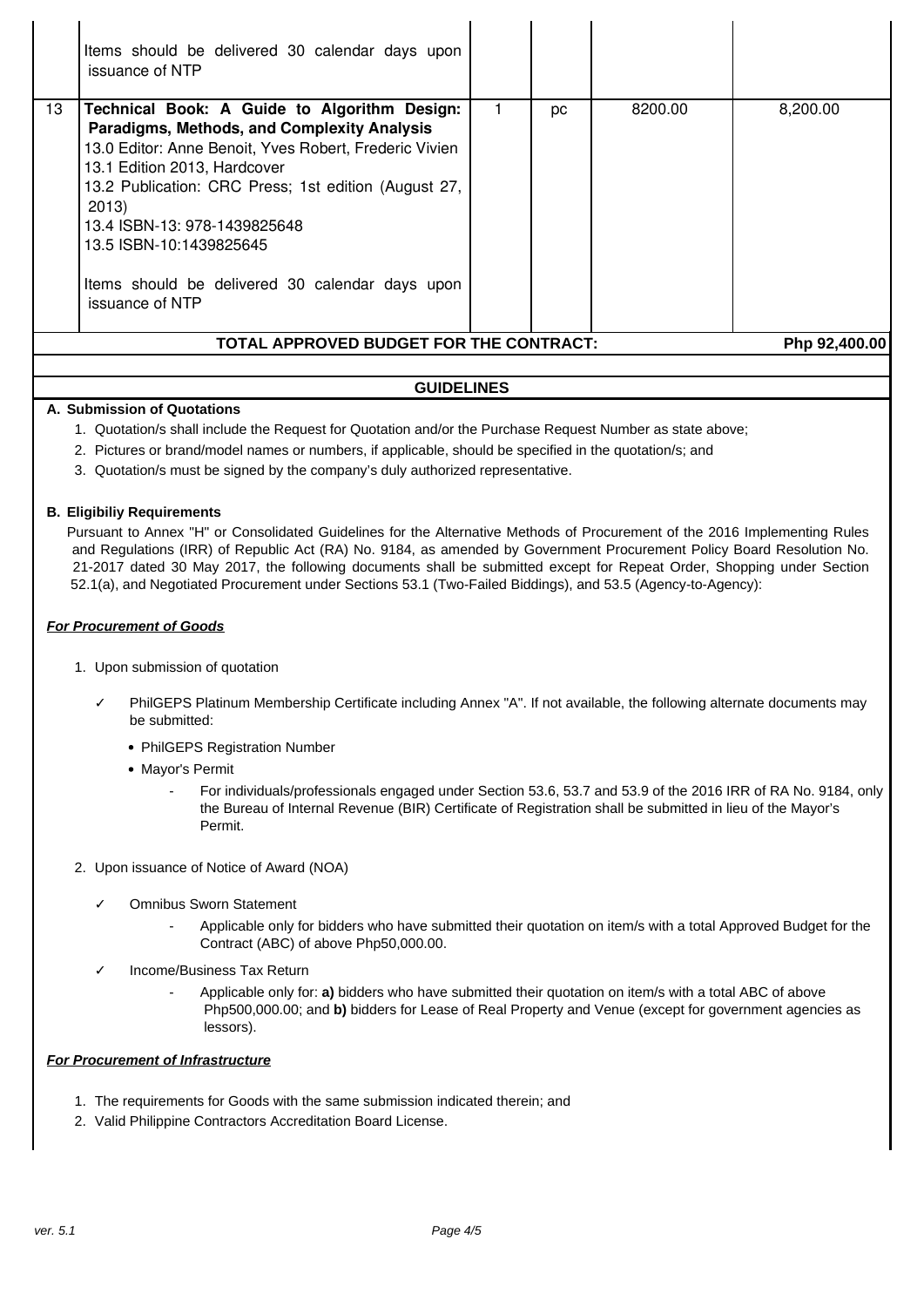| | | | | | |
|---|---|---|---|---|---|
| | Items should be delivered 30 calendar days upon issuance of NTP | | | | |
| 13 | **Technical Book: A Guide to Algorithm Design: Paradigms, Methods, and Complexity Analysis**<br>13.0 Editor: Anne Benoit, Yves Robert, Frederic Vivien<br>13.1 Edition 2013, Hardcover<br>13.2 Publication: CRC Press; 1st edition (August 27, 2013)<br>13.4 ISBN-13: 978-1439825648<br>13.5 ISBN-10:1439825645<br><br>Items should be delivered 30 calendar days upon issuance of NTP | 1 | pc | 8200.00 | 8,200.00 |
| | **TOTAL APPROVED BUDGET FOR THE CONTRACT:** | | | | **Php 92,400.00** |

## GUIDELINES

**A. Submission of Quotations**

1. Quotation/s shall include the Request for Quotation and/or the Purchase Request Number as state above;
2. Pictures or brand/model names or numbers, if applicable, should be specified in the quotation/s; and
3. Quotation/s must be signed by the company's duly authorized representative.

**B. Eligibiliy Requirements**

Pursuant to Annex "H" or Consolidated Guidelines for the Alternative Methods of Procurement of the 2016 Implementing Rules and Regulations (IRR) of Republic Act (RA) No. 9184, as amended by Government Procurement Policy Board Resolution No. 21-2017 dated 30 May 2017, the following documents shall be submitted except for Repeat Order, Shopping under Section 52.1(a), and Negotiated Procurement under Sections 53.1 (Two-Failed Biddings), and 53.5 (Agency-to-Agency):

***For Procurement of Goods***

1. Upon submission of quotation
   - ✓ PhilGEPS Platinum Membership Certificate including Annex "A". If not available, the following alternate documents may be submitted:
     - PhilGEPS Registration Number
     - Mayor's Permit
       - For individuals/professionals engaged under Section 53.6, 53.7 and 53.9 of the 2016 IRR of RA No. 9184, only the Bureau of Internal Revenue (BIR) Certificate of Registration shall be submitted in lieu of the Mayor's Permit.
2. Upon issuance of Notice of Award (NOA)
   - ✓ Omnibus Sworn Statement
     - Applicable only for bidders who have submitted their quotation on item/s with a total Approved Budget for the Contract (ABC) of above Php50,000.00.
   - ✓ Income/Business Tax Return
     - Applicable only for: **a)** bidders who have submitted their quotation on item/s with a total ABC of above Php500,000.00; and **b)** bidders for Lease of Real Property and Venue (except for government agencies as lessors).

***For Procurement of Infrastructure***

1. The requirements for Goods with the same submission indicated therein; and
2. Valid Philippine Contractors Accreditation Board License.

ver. 5.1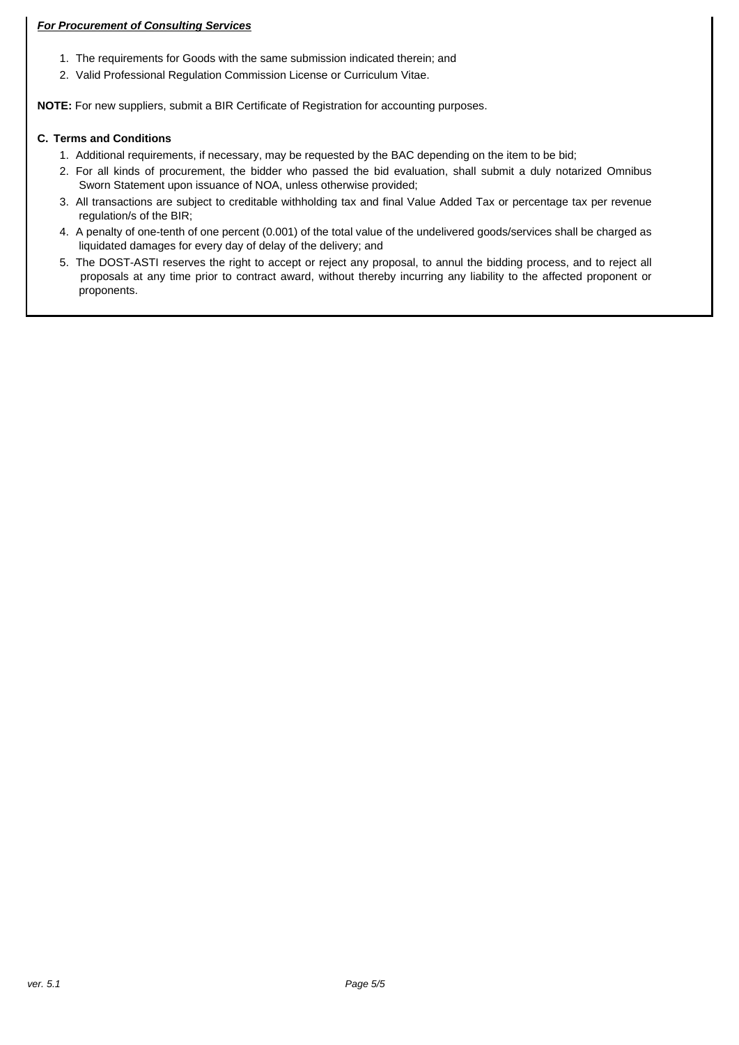***For Procurement of Consulting Services***

1. The requirements for Goods with the same submission indicated therein; and
2. Valid Professional Regulation Commission License or Curriculum Vitae.

**NOTE:** For new suppliers, submit a BIR Certificate of Registration for accounting purposes.

**C. Terms and Conditions**

1. Additional requirements, if necessary, may be requested by the BAC depending on the item to be bid;
2. For all kinds of procurement, the bidder who passed the bid evaluation, shall submit a duly notarized Omnibus Sworn Statement upon issuance of NOA, unless otherwise provided;
3. All transactions are subject to creditable withholding tax and final Value Added Tax or percentage tax per revenue regulation/s of the BIR;
4. A penalty of one-tenth of one percent (0.001) of the total value of the undelivered goods/services shall be charged as liquidated damages for every day of delay of the delivery; and
5. The DOST-ASTI reserves the right to accept or reject any proposal, to annul the bidding process, and to reject all proposals at any time prior to contract award, without thereby incurring any liability to the affected proponent or proponents.